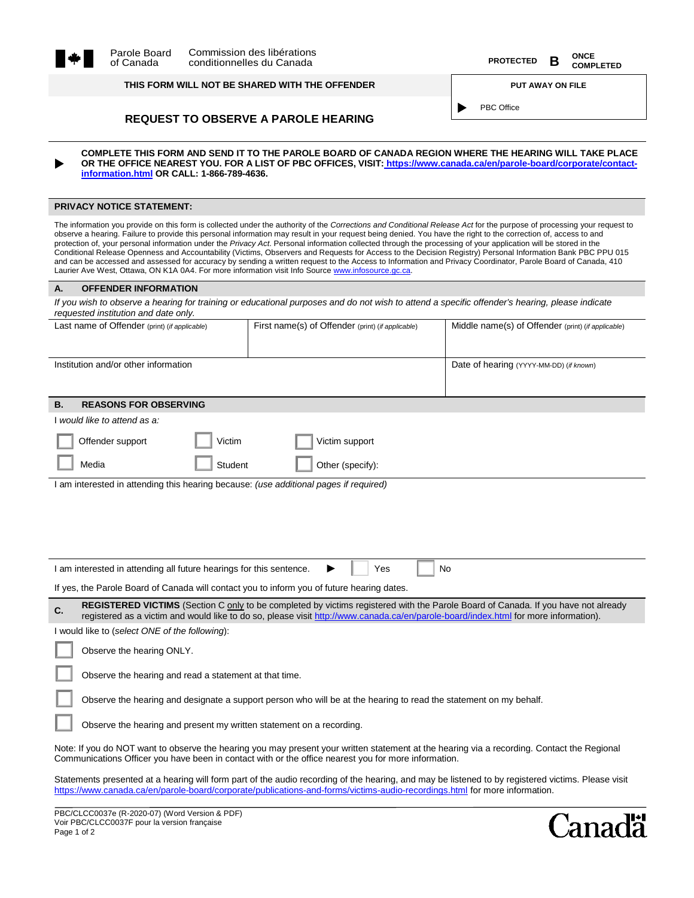Parole Board of Canada | Commission des libérations conditionnelles du Canada

**PROTECTED B ONCE COMPLETED**

**THIS FORM WILL NOT BE SHARED WITH THE OFFENDER**

**PUT AWAY ON FILE**

▶ PBC Office

# REQUEST TO OBSERVE A PAROLE HEARING

▶ **COMPLETE THIS FORM AND SEND IT TO THE PAROLE BOARD OF CANADA REGION WHERE THE HEARING WILL TAKE PLACE OR THE OFFICE NEAREST YOU. FOR A LIST OF PBC OFFICES, VISIT: [https://www.canada.ca/en/parole-board/corporate/contact-information.html](https://www.canada.ca/en/parole-board/corporate/contact-information.html) OR CALL: 1-866-789-4636.**

## PRIVACY NOTICE STATEMENT:

The information you provide on this form is collected under the authority of the *Corrections and Conditional Release Act* for the purpose of processing your request to observe a hearing. Failure to provide this personal information may result in your request being denied. You have the right to the correction of, access to and protection of, your personal information under the *Privacy Act*. Personal information collected through the processing of your application will be stored in the Conditional Release Openness and Accountability (Victims, Observers and Requests for Access to the Decision Registry) Personal Information Bank PBC PPU 015 and can be accessed and assessed for accuracy by sending a written request to the Access to Information and Privacy Coordinator, Parole Board of Canada, 410 Laurier Ave West, Ottawa, ON K1A 0A4. For more information visit Info Source [www.infosource.gc.ca](www.infosource.gc.ca).

## A. OFFENDER INFORMATION

*If you wish to observe a hearing for training or educational purposes and do not wish to attend a specific offender's hearing, please indicate requested institution and date only.*

| | | |
|---|---|---|
| Last name of Offender (print) (*if applicable*) | First name(s) of Offender (print) (*if applicable*) | Middle name(s) of Offender (print) (*if applicable*) |
| Institution and/or other information | | Date of hearing (YYYY-MM-DD) (*if known*) |

## B. REASONS FOR OBSERVING

I *would like to attend as a:*

- ☐ Offender support
- ☐ Victim
- ☐ Victim support
- ☐ Media
- ☐ Student
- ☐ Other (specify):

I am interested in attending this hearing because: *(use additional pages if required)*

I am interested in attending all future hearings for this sentence. ▶ ☐ Yes ☐ No

If yes, the Parole Board of Canada will contact you to inform you of future hearing dates.

## C. REGISTERED VICTIMS

**REGISTERED VICTIMS** (Section C only to be completed by victims registered with the Parole Board of Canada. If you have not already registered as a victim and would like to do so, please visit [http://www.canada.ca/en/parole-board/index.html](http://www.canada.ca/en/parole-board/index.html) for more information).

I would like to (*select ONE of the following*):

- ☐ Observe the hearing ONLY.
- ☐ Observe the hearing and read a statement at that time.
- ☐ Observe the hearing and designate a support person who will be at the hearing to read the statement on my behalf.
- ☐ Observe the hearing and present my written statement on a recording.

Note: If you do NOT want to observe the hearing you may present your written statement at the hearing via a recording. Contact the Regional Communications Officer you have been in contact with or the office nearest you for more information.

Statements presented at a hearing will form part of the audio recording of the hearing, and may be listened to by registered victims. Please visit [https://www.canada.ca/en/parole-board/corporate/publications-and-forms/victims-audio-recordings.html](https://www.canada.ca/en/parole-board/corporate/publications-and-forms/victims-audio-recordings.html) for more information.

PBC/CLCC0037e (R-2020-07) (Word Version & PDF)
Voir PBC/CLCC0037F pour la version française

Canada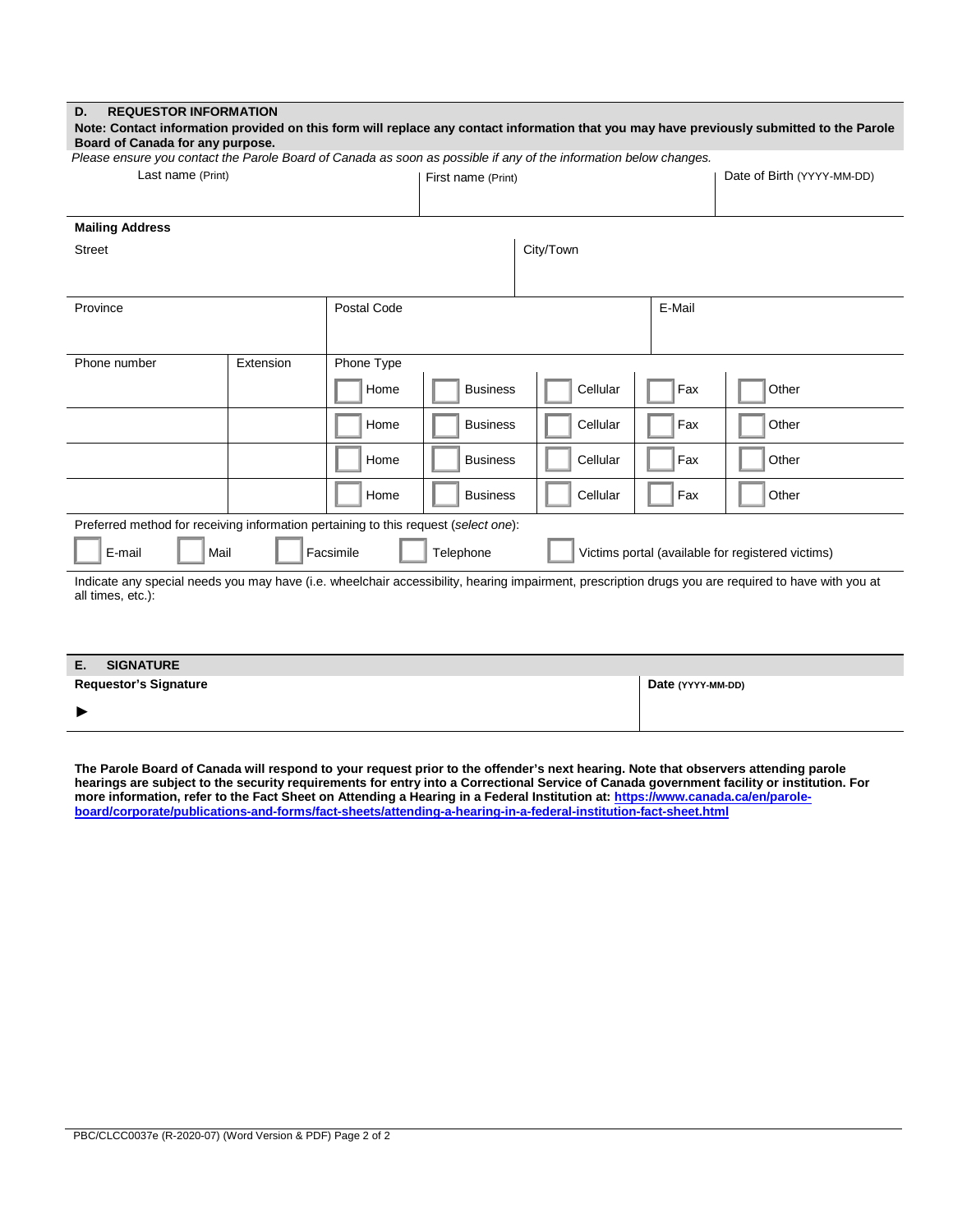## D. REQUESTOR INFORMATION

**Note: Contact information provided on this form will replace any contact information that you may have previously submitted to the Parole Board of Canada for any purpose.**

*Please ensure you contact the Parole Board of Canada as soon as possible if any of the information below changes.*

| Last name (Print) | First name (Print) | Date of Birth (YYYY-MM-DD) |
| --- | --- | --- |
| | | |

**Mailing Address**

| Street | City/Town |
| --- | --- |
| | |

| Province | Postal Code | E-Mail |
| --- | --- | --- |
| | | |

| Phone number | Extension | Phone Type | | | | |
| --- | --- | --- | --- | --- | --- | --- |
| | | ☐ Home | ☐ Business | ☐ Cellular | ☐ Fax | ☐ Other |
| | | ☐ Home | ☐ Business | ☐ Cellular | ☐ Fax | ☐ Other |
| | | ☐ Home | ☐ Business | ☐ Cellular | ☐ Fax | ☐ Other |
| | | ☐ Home | ☐ Business | ☐ Cellular | ☐ Fax | ☐ Other |

Preferred method for receiving information pertaining to this request (*select one*):

☐ E-mail ☐ Mail ☐ Facsimile ☐ Telephone ☐ Victims portal (available for registered victims)

Indicate any special needs you may have (i.e. wheelchair accessibility, hearing impairment, prescription drugs you are required to have with you at all times, etc.):

## E. SIGNATURE

| **Requestor's Signature** | **Date (YYYY-MM-DD)** |
| --- | --- |
| ► | |

**The Parole Board of Canada will respond to your request prior to the offender's next hearing. Note that observers attending parole hearings are subject to the security requirements for entry into a Correctional Service of Canada government facility or institution. For more information, refer to the Fact Sheet on Attending a Hearing in a Federal Institution at: [https://www.canada.ca/en/parole-board/corporate/publications-and-forms/fact-sheets/attending-a-hearing-in-a-federal-institution-fact-sheet.html](https://www.canada.ca/en/parole-board/corporate/publications-and-forms/fact-sheets/attending-a-hearing-in-a-federal-institution-fact-sheet.html)**

PBC/CLCC0037e (R-2020-07) (Word Version & PDF)